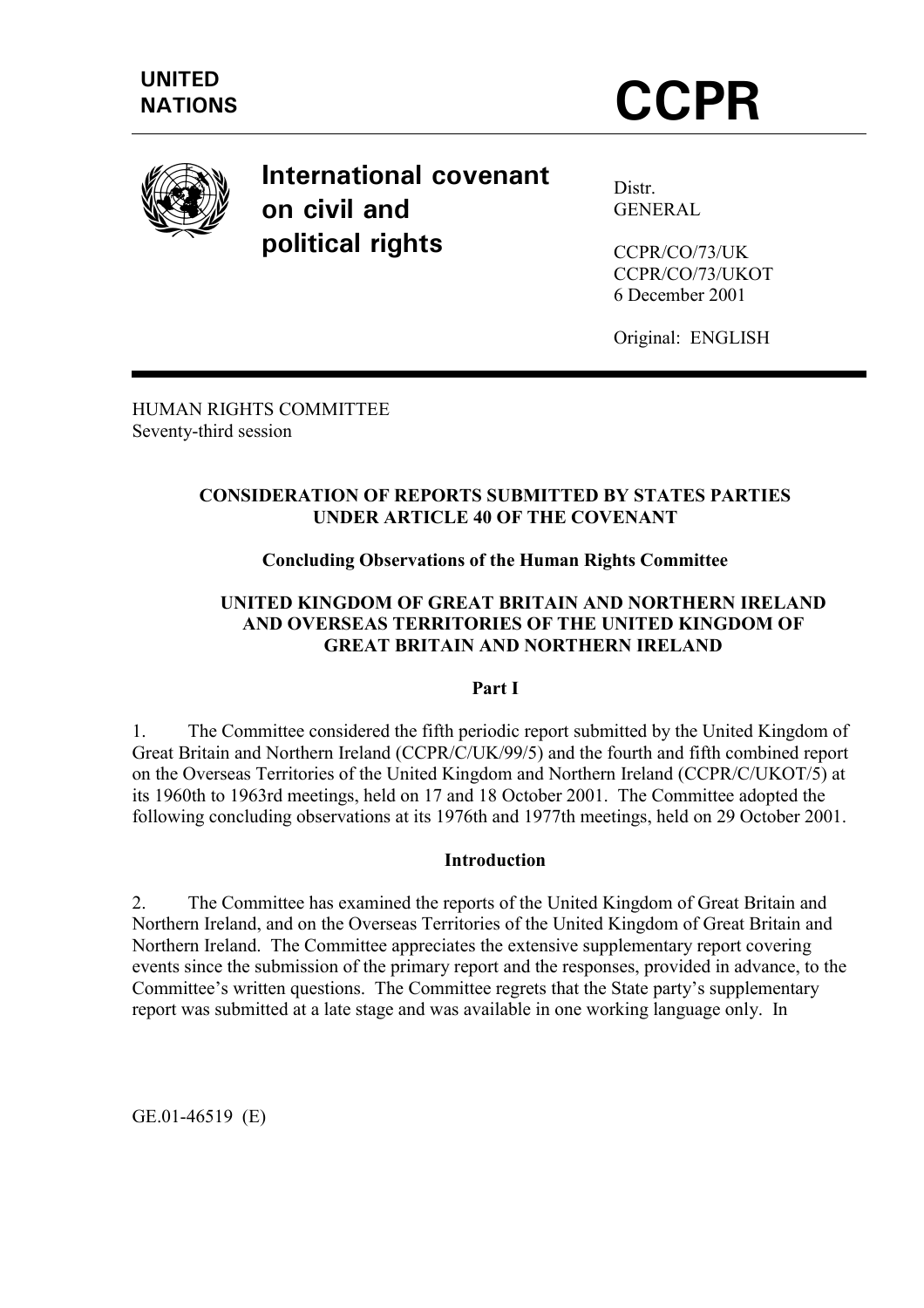UNITED NATIONS

# CCPR

**International covenant on civil and political rights**

Distr.
GENERAL

CCPR/CO/73/UK
CCPR/CO/73/UKOT
6 December 2001

Original: ENGLISH

HUMAN RIGHTS COMMITTEE
Seventy-third session

## CONSIDERATION OF REPORTS SUBMITTED BY STATES PARTIES UNDER ARTICLE 40 OF THE COVENANT

### Concluding Observations of the Human Rights Committee

### UNITED KINGDOM OF GREAT BRITAIN AND NORTHERN IRELAND AND OVERSEAS TERRITORIES OF THE UNITED KINGDOM OF GREAT BRITAIN AND NORTHERN IRELAND

**Part I**

1. The Committee considered the fifth periodic report submitted by the United Kingdom of Great Britain and Northern Ireland (CCPR/C/UK/99/5) and the fourth and fifth combined report on the Overseas Territories of the United Kingdom and Northern Ireland (CCPR/C/UKOT/5) at its 1960th to 1963rd meetings, held on 17 and 18 October 2001. The Committee adopted the following concluding observations at its 1976th and 1977th meetings, held on 29 October 2001.

**Introduction**

2. The Committee has examined the reports of the United Kingdom of Great Britain and Northern Ireland, and on the Overseas Territories of the United Kingdom of Great Britain and Northern Ireland. The Committee appreciates the extensive supplementary report covering events since the submission of the primary report and the responses, provided in advance, to the Committee's written questions. The Committee regrets that the State party's supplementary report was submitted at a late stage and was available in one working language only. In

GE.01-46519 (E)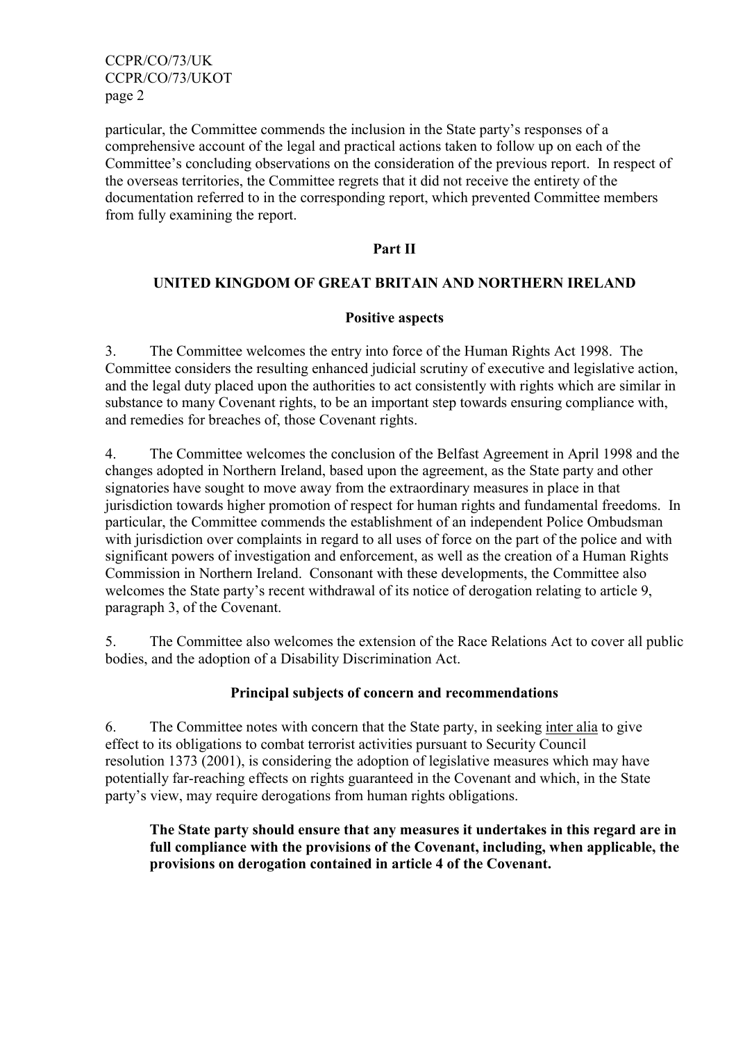particular, the Committee commends the inclusion in the State party's responses of a comprehensive account of the legal and practical actions taken to follow up on each of the Committee's concluding observations on the consideration of the previous report. In respect of the overseas territories, the Committee regrets that it did not receive the entirety of the documentation referred to in the corresponding report, which prevented Committee members from fully examining the report.

## Part II

## UNITED KINGDOM OF GREAT BRITAIN AND NORTHERN IRELAND

### Positive aspects

3. The Committee welcomes the entry into force of the Human Rights Act 1998. The Committee considers the resulting enhanced judicial scrutiny of executive and legislative action, and the legal duty placed upon the authorities to act consistently with rights which are similar in substance to many Covenant rights, to be an important step towards ensuring compliance with, and remedies for breaches of, those Covenant rights.

4. The Committee welcomes the conclusion of the Belfast Agreement in April 1998 and the changes adopted in Northern Ireland, based upon the agreement, as the State party and other signatories have sought to move away from the extraordinary measures in place in that jurisdiction towards higher promotion of respect for human rights and fundamental freedoms. In particular, the Committee commends the establishment of an independent Police Ombudsman with jurisdiction over complaints in regard to all uses of force on the part of the police and with significant powers of investigation and enforcement, as well as the creation of a Human Rights Commission in Northern Ireland. Consonant with these developments, the Committee also welcomes the State party's recent withdrawal of its notice of derogation relating to article 9, paragraph 3, of the Covenant.

5. The Committee also welcomes the extension of the Race Relations Act to cover all public bodies, and the adoption of a Disability Discrimination Act.

### Principal subjects of concern and recommendations

6. The Committee notes with concern that the State party, in seeking inter alia to give effect to its obligations to combat terrorist activities pursuant to Security Council resolution 1373 (2001), is considering the adoption of legislative measures which may have potentially far-reaching effects on rights guaranteed in the Covenant and which, in the State party's view, may require derogations from human rights obligations.

**The State party should ensure that any measures it undertakes in this regard are in full compliance with the provisions of the Covenant, including, when applicable, the provisions on derogation contained in article 4 of the Covenant.**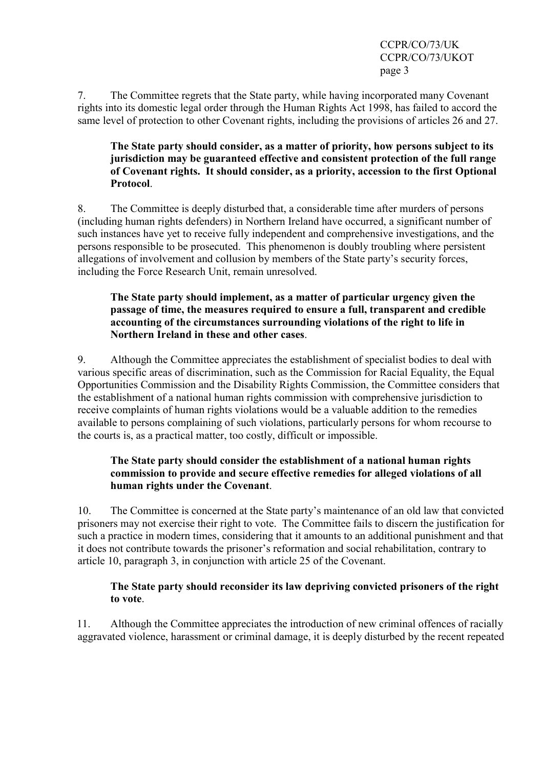7. The Committee regrets that the State party, while having incorporated many Covenant rights into its domestic legal order through the Human Rights Act 1998, has failed to accord the same level of protection to other Covenant rights, including the provisions of articles 26 and 27.

> **The State party should consider, as a matter of priority, how persons subject to its jurisdiction may be guaranteed effective and consistent protection of the full range of Covenant rights. It should consider, as a priority, accession to the first Optional Protocol**.

8. The Committee is deeply disturbed that, a considerable time after murders of persons (including human rights defenders) in Northern Ireland have occurred, a significant number of such instances have yet to receive fully independent and comprehensive investigations, and the persons responsible to be prosecuted. This phenomenon is doubly troubling where persistent allegations of involvement and collusion by members of the State party's security forces, including the Force Research Unit, remain unresolved.

> **The State party should implement, as a matter of particular urgency given the passage of time, the measures required to ensure a full, transparent and credible accounting of the circumstances surrounding violations of the right to life in Northern Ireland in these and other cases**.

9. Although the Committee appreciates the establishment of specialist bodies to deal with various specific areas of discrimination, such as the Commission for Racial Equality, the Equal Opportunities Commission and the Disability Rights Commission, the Committee considers that the establishment of a national human rights commission with comprehensive jurisdiction to receive complaints of human rights violations would be a valuable addition to the remedies available to persons complaining of such violations, particularly persons for whom recourse to the courts is, as a practical matter, too costly, difficult or impossible.

> **The State party should consider the establishment of a national human rights commission to provide and secure effective remedies for alleged violations of all human rights under the Covenant**.

10. The Committee is concerned at the State party's maintenance of an old law that convicted prisoners may not exercise their right to vote. The Committee fails to discern the justification for such a practice in modern times, considering that it amounts to an additional punishment and that it does not contribute towards the prisoner's reformation and social rehabilitation, contrary to article 10, paragraph 3, in conjunction with article 25 of the Covenant.

> **The State party should reconsider its law depriving convicted prisoners of the right to vote**.

11. Although the Committee appreciates the introduction of new criminal offences of racially aggravated violence, harassment or criminal damage, it is deeply disturbed by the recent repeated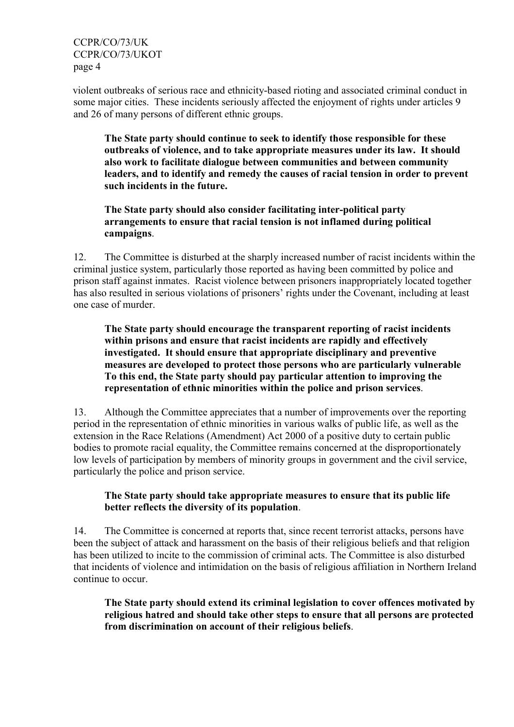violent outbreaks of serious race and ethnicity-based rioting and associated criminal conduct in some major cities. These incidents seriously affected the enjoyment of rights under articles 9 and 26 of many persons of different ethnic groups.

**The State party should continue to seek to identify those responsible for these outbreaks of violence, and to take appropriate measures under its law. It should also work to facilitate dialogue between communities and between community leaders, and to identify and remedy the causes of racial tension in order to prevent such incidents in the future.**

**The State party should also consider facilitating inter-political party arrangements to ensure that racial tension is not inflamed during political campaigns**.

12. The Committee is disturbed at the sharply increased number of racist incidents within the criminal justice system, particularly those reported as having been committed by police and prison staff against inmates. Racist violence between prisoners inappropriately located together has also resulted in serious violations of prisoners' rights under the Covenant, including at least one case of murder.

**The State party should encourage the transparent reporting of racist incidents within prisons and ensure that racist incidents are rapidly and effectively investigated. It should ensure that appropriate disciplinary and preventive measures are developed to protect those persons who are particularly vulnerable To this end, the State party should pay particular attention to improving the representation of ethnic minorities within the police and prison services**.

13. Although the Committee appreciates that a number of improvements over the reporting period in the representation of ethnic minorities in various walks of public life, as well as the extension in the Race Relations (Amendment) Act 2000 of a positive duty to certain public bodies to promote racial equality, the Committee remains concerned at the disproportionately low levels of participation by members of minority groups in government and the civil service, particularly the police and prison service.

**The State party should take appropriate measures to ensure that its public life better reflects the diversity of its population**.

14. The Committee is concerned at reports that, since recent terrorist attacks, persons have been the subject of attack and harassment on the basis of their religious beliefs and that religion has been utilized to incite to the commission of criminal acts. The Committee is also disturbed that incidents of violence and intimidation on the basis of religious affiliation in Northern Ireland continue to occur.

**The State party should extend its criminal legislation to cover offences motivated by religious hatred and should take other steps to ensure that all persons are protected from discrimination on account of their religious beliefs**.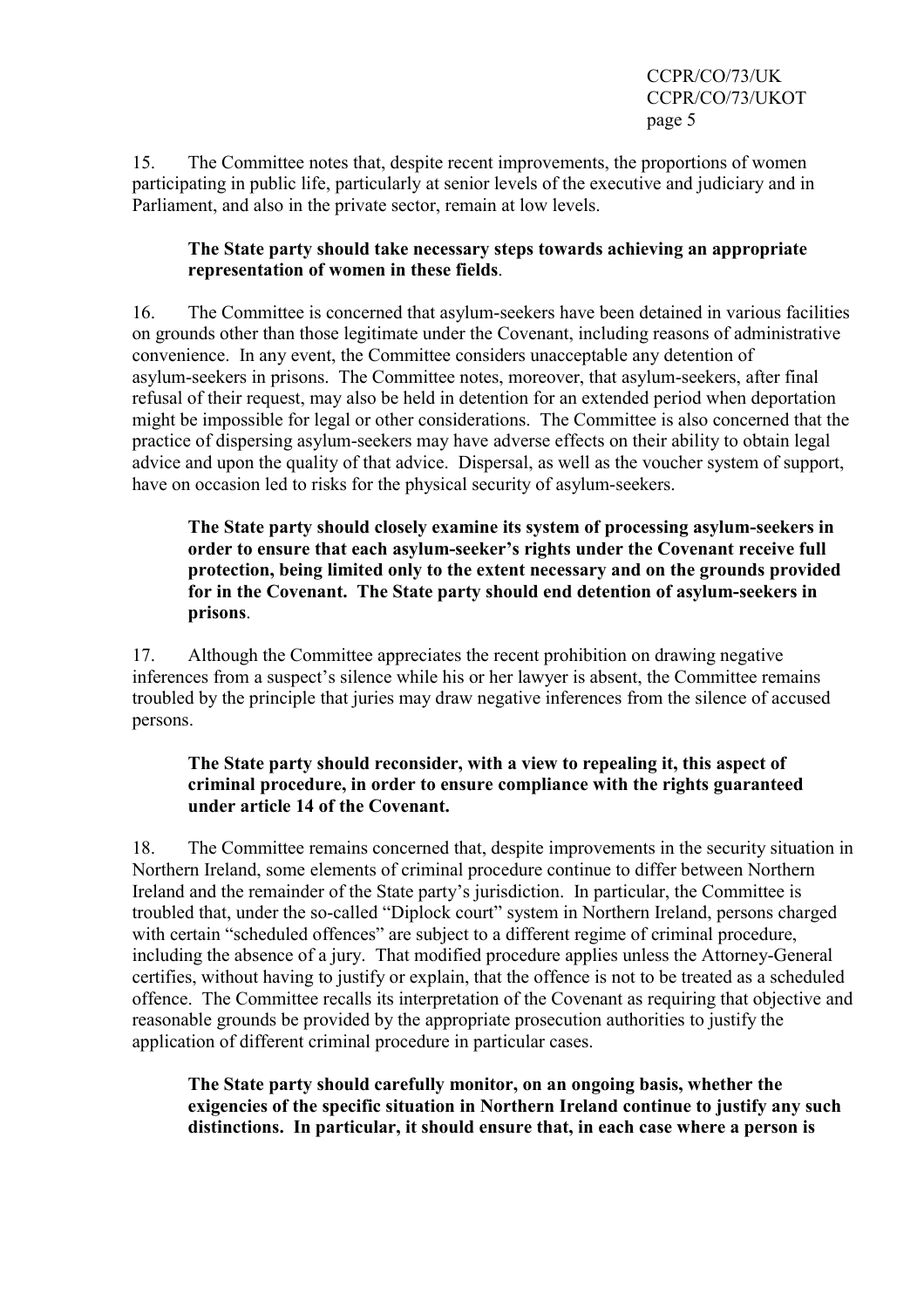15. The Committee notes that, despite recent improvements, the proportions of women participating in public life, particularly at senior levels of the executive and judiciary and in Parliament, and also in the private sector, remain at low levels.

> **The State party should take necessary steps towards achieving an appropriate representation of women in these fields**.

16. The Committee is concerned that asylum-seekers have been detained in various facilities on grounds other than those legitimate under the Covenant, including reasons of administrative convenience. In any event, the Committee considers unacceptable any detention of asylum-seekers in prisons. The Committee notes, moreover, that asylum-seekers, after final refusal of their request, may also be held in detention for an extended period when deportation might be impossible for legal or other considerations. The Committee is also concerned that the practice of dispersing asylum-seekers may have adverse effects on their ability to obtain legal advice and upon the quality of that advice. Dispersal, as well as the voucher system of support, have on occasion led to risks for the physical security of asylum-seekers.

> **The State party should closely examine its system of processing asylum-seekers in order to ensure that each asylum-seeker's rights under the Covenant receive full protection, being limited only to the extent necessary and on the grounds provided for in the Covenant. The State party should end detention of asylum-seekers in prisons**.

17. Although the Committee appreciates the recent prohibition on drawing negative inferences from a suspect's silence while his or her lawyer is absent, the Committee remains troubled by the principle that juries may draw negative inferences from the silence of accused persons.

> **The State party should reconsider, with a view to repealing it, this aspect of criminal procedure, in order to ensure compliance with the rights guaranteed under article 14 of the Covenant.**

18. The Committee remains concerned that, despite improvements in the security situation in Northern Ireland, some elements of criminal procedure continue to differ between Northern Ireland and the remainder of the State party's jurisdiction. In particular, the Committee is troubled that, under the so-called "Diplock court" system in Northern Ireland, persons charged with certain "scheduled offences" are subject to a different regime of criminal procedure, including the absence of a jury. That modified procedure applies unless the Attorney-General certifies, without having to justify or explain, that the offence is not to be treated as a scheduled offence. The Committee recalls its interpretation of the Covenant as requiring that objective and reasonable grounds be provided by the appropriate prosecution authorities to justify the application of different criminal procedure in particular cases.

> **The State party should carefully monitor, on an ongoing basis, whether the exigencies of the specific situation in Northern Ireland continue to justify any such distinctions. In particular, it should ensure that, in each case where a person is**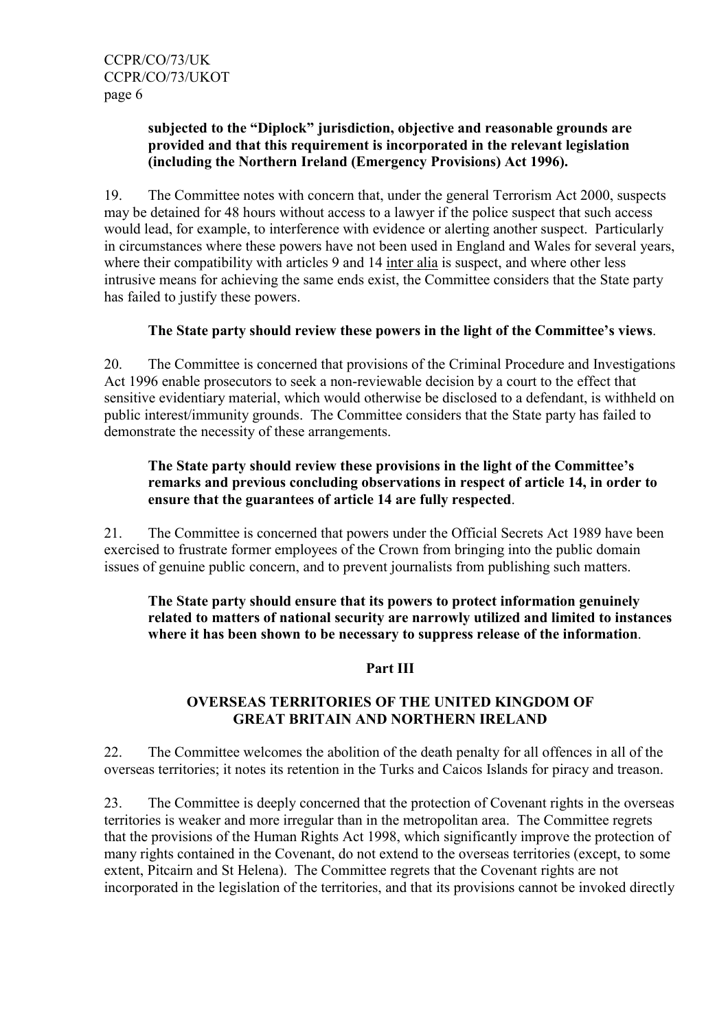**subjected to the "Diplock" jurisdiction, objective and reasonable grounds are provided and that this requirement is incorporated in the relevant legislation (including the Northern Ireland (Emergency Provisions) Act 1996).**

19. The Committee notes with concern that, under the general Terrorism Act 2000, suspects may be detained for 48 hours without access to a lawyer if the police suspect that such access would lead, for example, to interference with evidence or alerting another suspect. Particularly in circumstances where these powers have not been used in England and Wales for several years, where their compatibility with articles 9 and 14 inter alia is suspect, and where other less intrusive means for achieving the same ends exist, the Committee considers that the State party has failed to justify these powers.

**The State party should review these powers in the light of the Committee's views**.

20. The Committee is concerned that provisions of the Criminal Procedure and Investigations Act 1996 enable prosecutors to seek a non-reviewable decision by a court to the effect that sensitive evidentiary material, which would otherwise be disclosed to a defendant, is withheld on public interest/immunity grounds. The Committee considers that the State party has failed to demonstrate the necessity of these arrangements.

**The State party should review these provisions in the light of the Committee's remarks and previous concluding observations in respect of article 14, in order to ensure that the guarantees of article 14 are fully respected**.

21. The Committee is concerned that powers under the Official Secrets Act 1989 have been exercised to frustrate former employees of the Crown from bringing into the public domain issues of genuine public concern, and to prevent journalists from publishing such matters.

**The State party should ensure that its powers to protect information genuinely related to matters of national security are narrowly utilized and limited to instances where it has been shown to be necessary to suppress release of the information**.

## Part III

## OVERSEAS TERRITORIES OF THE UNITED KINGDOM OF GREAT BRITAIN AND NORTHERN IRELAND

22. The Committee welcomes the abolition of the death penalty for all offences in all of the overseas territories; it notes its retention in the Turks and Caicos Islands for piracy and treason.

23. The Committee is deeply concerned that the protection of Covenant rights in the overseas territories is weaker and more irregular than in the metropolitan area. The Committee regrets that the provisions of the Human Rights Act 1998, which significantly improve the protection of many rights contained in the Covenant, do not extend to the overseas territories (except, to some extent, Pitcairn and St Helena). The Committee regrets that the Covenant rights are not incorporated in the legislation of the territories, and that its provisions cannot be invoked directly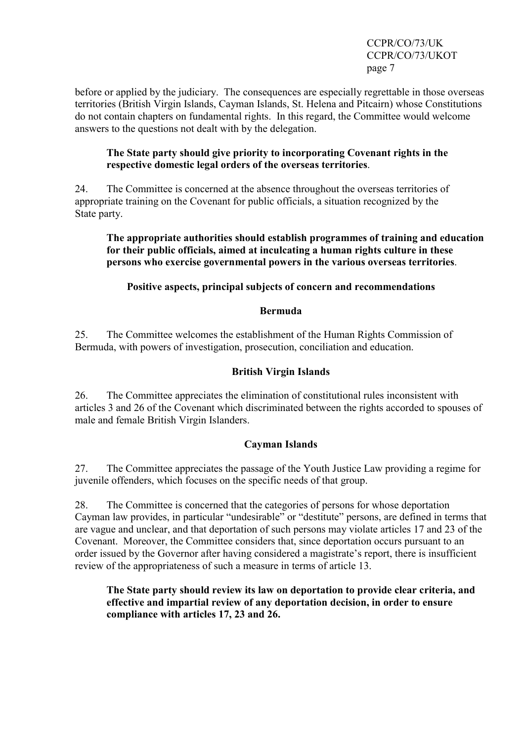before or applied by the judiciary. The consequences are especially regrettable in those overseas territories (British Virgin Islands, Cayman Islands, St. Helena and Pitcairn) whose Constitutions do not contain chapters on fundamental rights. In this regard, the Committee would welcome answers to the questions not dealt with by the delegation.

**The State party should give priority to incorporating Covenant rights in the respective domestic legal orders of the overseas territories**.

24. The Committee is concerned at the absence throughout the overseas territories of appropriate training on the Covenant for public officials, a situation recognized by the State party.

**The appropriate authorities should establish programmes of training and education for their public officials, aimed at inculcating a human rights culture in these persons who exercise governmental powers in the various overseas territories**.

## Positive aspects, principal subjects of concern and recommendations

### Bermuda

25. The Committee welcomes the establishment of the Human Rights Commission of Bermuda, with powers of investigation, prosecution, conciliation and education.

### British Virgin Islands

26. The Committee appreciates the elimination of constitutional rules inconsistent with articles 3 and 26 of the Covenant which discriminated between the rights accorded to spouses of male and female British Virgin Islanders.

### Cayman Islands

27. The Committee appreciates the passage of the Youth Justice Law providing a regime for juvenile offenders, which focuses on the specific needs of that group.

28. The Committee is concerned that the categories of persons for whose deportation Cayman law provides, in particular "undesirable" or "destitute" persons, are defined in terms that are vague and unclear, and that deportation of such persons may violate articles 17 and 23 of the Covenant. Moreover, the Committee considers that, since deportation occurs pursuant to an order issued by the Governor after having considered a magistrate's report, there is insufficient review of the appropriateness of such a measure in terms of article 13.

**The State party should review its law on deportation to provide clear criteria, and effective and impartial review of any deportation decision, in order to ensure compliance with articles 17, 23 and 26.**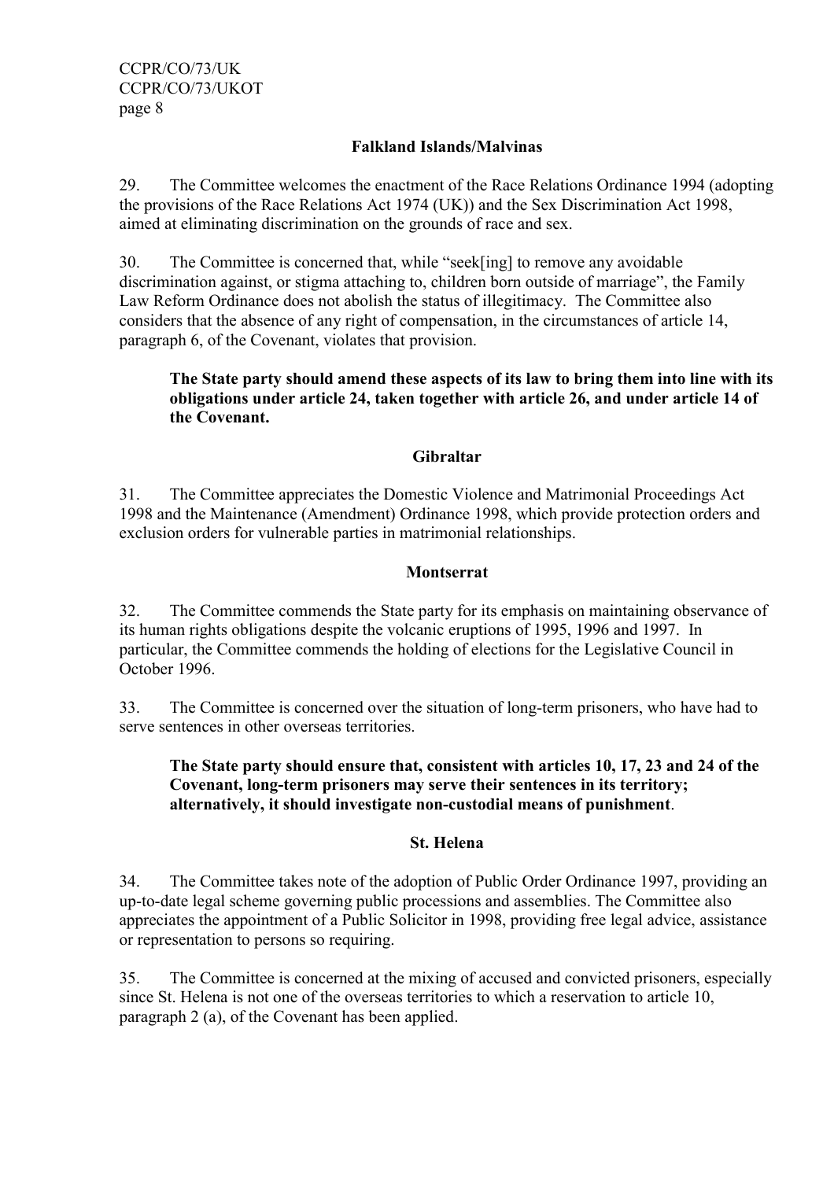### Falkland Islands/Malvinas

29. The Committee welcomes the enactment of the Race Relations Ordinance 1994 (adopting the provisions of the Race Relations Act 1974 (UK)) and the Sex Discrimination Act 1998, aimed at eliminating discrimination on the grounds of race and sex.

30. The Committee is concerned that, while "seek[ing] to remove any avoidable discrimination against, or stigma attaching to, children born outside of marriage", the Family Law Reform Ordinance does not abolish the status of illegitimacy. The Committee also considers that the absence of any right of compensation, in the circumstances of article 14, paragraph 6, of the Covenant, violates that provision.

> **The State party should amend these aspects of its law to bring them into line with its obligations under article 24, taken together with article 26, and under article 14 of the Covenant.**

### Gibraltar

31. The Committee appreciates the Domestic Violence and Matrimonial Proceedings Act 1998 and the Maintenance (Amendment) Ordinance 1998, which provide protection orders and exclusion orders for vulnerable parties in matrimonial relationships.

### Montserrat

32. The Committee commends the State party for its emphasis on maintaining observance of its human rights obligations despite the volcanic eruptions of 1995, 1996 and 1997. In particular, the Committee commends the holding of elections for the Legislative Council in October 1996.

33. The Committee is concerned over the situation of long-term prisoners, who have had to serve sentences in other overseas territories.

> **The State party should ensure that, consistent with articles 10, 17, 23 and 24 of the Covenant, long-term prisoners may serve their sentences in its territory; alternatively, it should investigate non-custodial means of punishment**.

### St. Helena

34. The Committee takes note of the adoption of Public Order Ordinance 1997, providing an up-to-date legal scheme governing public processions and assemblies. The Committee also appreciates the appointment of a Public Solicitor in 1998, providing free legal advice, assistance or representation to persons so requiring.

35. The Committee is concerned at the mixing of accused and convicted prisoners, especially since St. Helena is not one of the overseas territories to which a reservation to article 10, paragraph 2 (a), of the Covenant has been applied.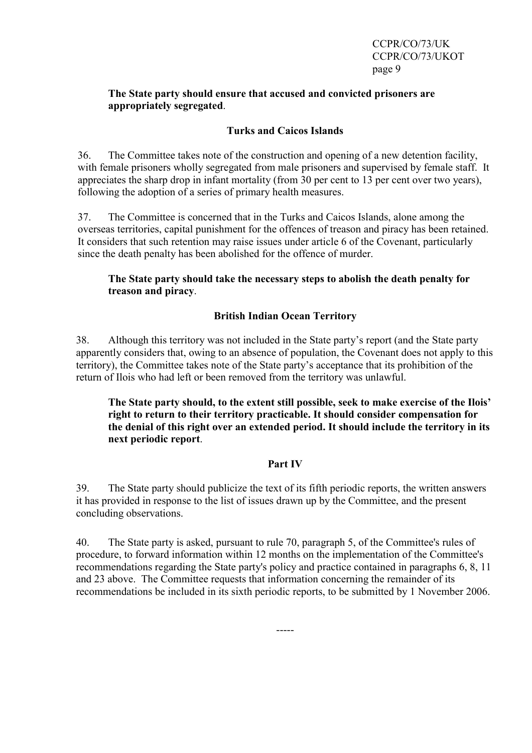**The State party should ensure that accused and convicted prisoners are appropriately segregated**.

### Turks and Caicos Islands

36. The Committee takes note of the construction and opening of a new detention facility, with female prisoners wholly segregated from male prisoners and supervised by female staff. It appreciates the sharp drop in infant mortality (from 30 per cent to 13 per cent over two years), following the adoption of a series of primary health measures.

37. The Committee is concerned that in the Turks and Caicos Islands, alone among the overseas territories, capital punishment for the offences of treason and piracy has been retained. It considers that such retention may raise issues under article 6 of the Covenant, particularly since the death penalty has been abolished for the offence of murder.

**The State party should take the necessary steps to abolish the death penalty for treason and piracy**.

### British Indian Ocean Territory

38. Although this territory was not included in the State party's report (and the State party apparently considers that, owing to an absence of population, the Covenant does not apply to this territory), the Committee takes note of the State party's acceptance that its prohibition of the return of Ilois who had left or been removed from the territory was unlawful.

**The State party should, to the extent still possible, seek to make exercise of the Ilois' right to return to their territory practicable. It should consider compensation for the denial of this right over an extended period. It should include the territory in its next periodic report**.

## Part IV

39. The State party should publicize the text of its fifth periodic reports, the written answers it has provided in response to the list of issues drawn up by the Committee, and the present concluding observations.

40. The State party is asked, pursuant to rule 70, paragraph 5, of the Committee's rules of procedure, to forward information within 12 months on the implementation of the Committee's recommendations regarding the State party's policy and practice contained in paragraphs 6, 8, 11 and 23 above. The Committee requests that information concerning the remainder of its recommendations be included in its sixth periodic reports, to be submitted by 1 November 2006.

-----